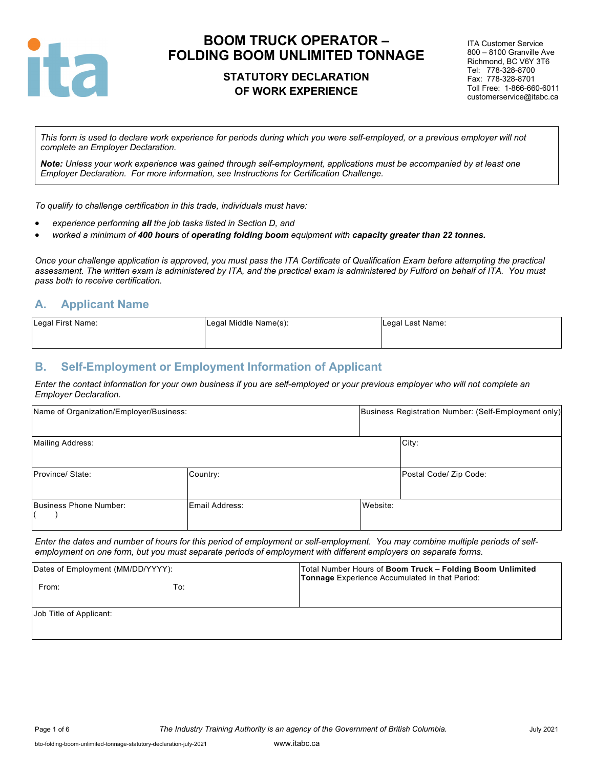# BOOM TRUCK OPERATOR – FOLDING BOOM UNLIMITED TONNAGE

## STATUTORY DECLARATION OF WORK EXPERIENCE

ITA Customer Service
800 – 8100 Granville Ave
Richmond, BC V6Y 3T6
Tel: 778-328-8700
Fax: 778-328-8701
Toll Free: 1-866-660-6011
customerservice@itabc.ca

*This form is used to declare work experience for periods during which you were self-employed, or a previous employer will not complete an Employer Declaration.*

***Note:*** *Unless your work experience was gained through self-employment, applications must be accompanied by at least one Employer Declaration. For more information, see Instructions for Certification Challenge.*

*To qualify to challenge certification in this trade, individuals must have:*

- *experience performing **all** the job tasks listed in Section D, and*
- *worked a minimum of **400 hours** of **operating folding boom** equipment with **capacity greater than 22 tonnes.***

*Once your challenge application is approved, you must pass the ITA Certificate of Qualification Exam before attempting the practical assessment. The written exam is administered by ITA, and the practical exam is administered by Fulford on behalf of ITA. You must pass both to receive certification.*

## A. Applicant Name

| Legal First Name: | Legal Middle Name(s): | Legal Last Name: |
|---|---|---|
| | | |

## B. Self-Employment or Employment Information of Applicant

*Enter the contact information for your own business if you are self-employed or your previous employer who will not complete an Employer Declaration.*

| Name of Organization/Employer/Business: | | Business Registration Number: (Self-Employment only) |
|---|---|---|
| Mailing Address: | | City: |
| Province/ State: | Country: | Postal Code/ Zip Code: |
| Business Phone Number: ( ) | Email Address: | Website: |

*Enter the dates and number of hours for this period of employment or self-employment. You may combine multiple periods of self-employment on one form, but you must separate periods of employment with different employers on separate forms.*

| Dates of Employment (MM/DD/YYYY): From: To: | Total Number Hours of **Boom Truck – Folding Boom Unlimited Tonnage** Experience Accumulated in that Period: |
|---|---|
| Job Title of Applicant: | |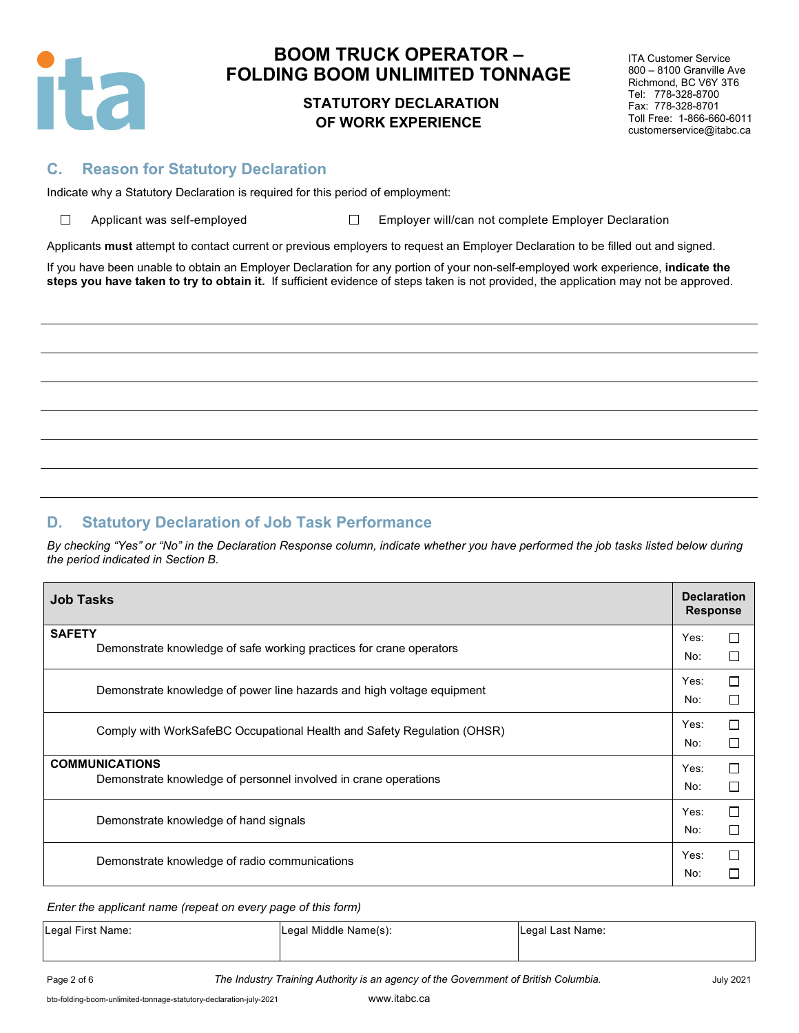## C. Reason for Statutory Declaration

Indicate why a Statutory Declaration is required for this period of employment:

☐ Applicant was self-employed ☐ Employer will/can not complete Employer Declaration

Applicants **must** attempt to contact current or previous employers to request an Employer Declaration to be filled out and signed.

If you have been unable to obtain an Employer Declaration for any portion of your non-self-employed work experience, **indicate the steps you have taken to try to obtain it.** If sufficient evidence of steps taken is not provided, the application may not be approved.

\_\_\_\_\_\_\_\_\_\_\_\_\_\_\_\_\_\_\_\_\_\_\_\_\_\_\_\_\_\_\_\_\_\_\_\_\_\_\_\_\_\_\_\_\_\_\_\_\_\_\_\_\_\_\_\_\_\_\_\_

\_\_\_\_\_\_\_\_\_\_\_\_\_\_\_\_\_\_\_\_\_\_\_\_\_\_\_\_\_\_\_\_\_\_\_\_\_\_\_\_\_\_\_\_\_\_\_\_\_\_\_\_\_\_\_\_\_\_\_\_

\_\_\_\_\_\_\_\_\_\_\_\_\_\_\_\_\_\_\_\_\_\_\_\_\_\_\_\_\_\_\_\_\_\_\_\_\_\_\_\_\_\_\_\_\_\_\_\_\_\_\_\_\_\_\_\_\_\_\_\_

\_\_\_\_\_\_\_\_\_\_\_\_\_\_\_\_\_\_\_\_\_\_\_\_\_\_\_\_\_\_\_\_\_\_\_\_\_\_\_\_\_\_\_\_\_\_\_\_\_\_\_\_\_\_\_\_\_\_\_\_

\_\_\_\_\_\_\_\_\_\_\_\_\_\_\_\_\_\_\_\_\_\_\_\_\_\_\_\_\_\_\_\_\_\_\_\_\_\_\_\_\_\_\_\_\_\_\_\_\_\_\_\_\_\_\_\_\_\_\_\_

\_\_\_\_\_\_\_\_\_\_\_\_\_\_\_\_\_\_\_\_\_\_\_\_\_\_\_\_\_\_\_\_\_\_\_\_\_\_\_\_\_\_\_\_\_\_\_\_\_\_\_\_\_\_\_\_\_\_\_\_

\_\_\_\_\_\_\_\_\_\_\_\_\_\_\_\_\_\_\_\_\_\_\_\_\_\_\_\_\_\_\_\_\_\_\_\_\_\_\_\_\_\_\_\_\_\_\_\_\_\_\_\_\_\_\_\_\_\_\_\_

## D. Statutory Declaration of Job Task Performance

*By checking "Yes" or "No" in the Declaration Response column, indicate whether you have performed the job tasks listed below during the period indicated in Section B.*

| Job Tasks | Declaration Response |
|---|---|
| **SAFETY**<br>Demonstrate knowledge of safe working practices for crane operators | Yes: ☐<br>No: ☐ |
| Demonstrate knowledge of power line hazards and high voltage equipment | Yes: ☐<br>No: ☐ |
| Comply with WorkSafeBC Occupational Health and Safety Regulation (OHSR) | Yes: ☐<br>No: ☐ |
| **COMMUNICATIONS**<br>Demonstrate knowledge of personnel involved in crane operations | Yes: ☐<br>No: ☐ |
| Demonstrate knowledge of hand signals | Yes: ☐<br>No: ☐ |
| Demonstrate knowledge of radio communications | Yes: ☐<br>No: ☐ |

*Enter the applicant name (repeat on every page of this form)*

| Legal First Name: | Legal Middle Name(s): | Legal Last Name: |
|---|---|---|
| | | |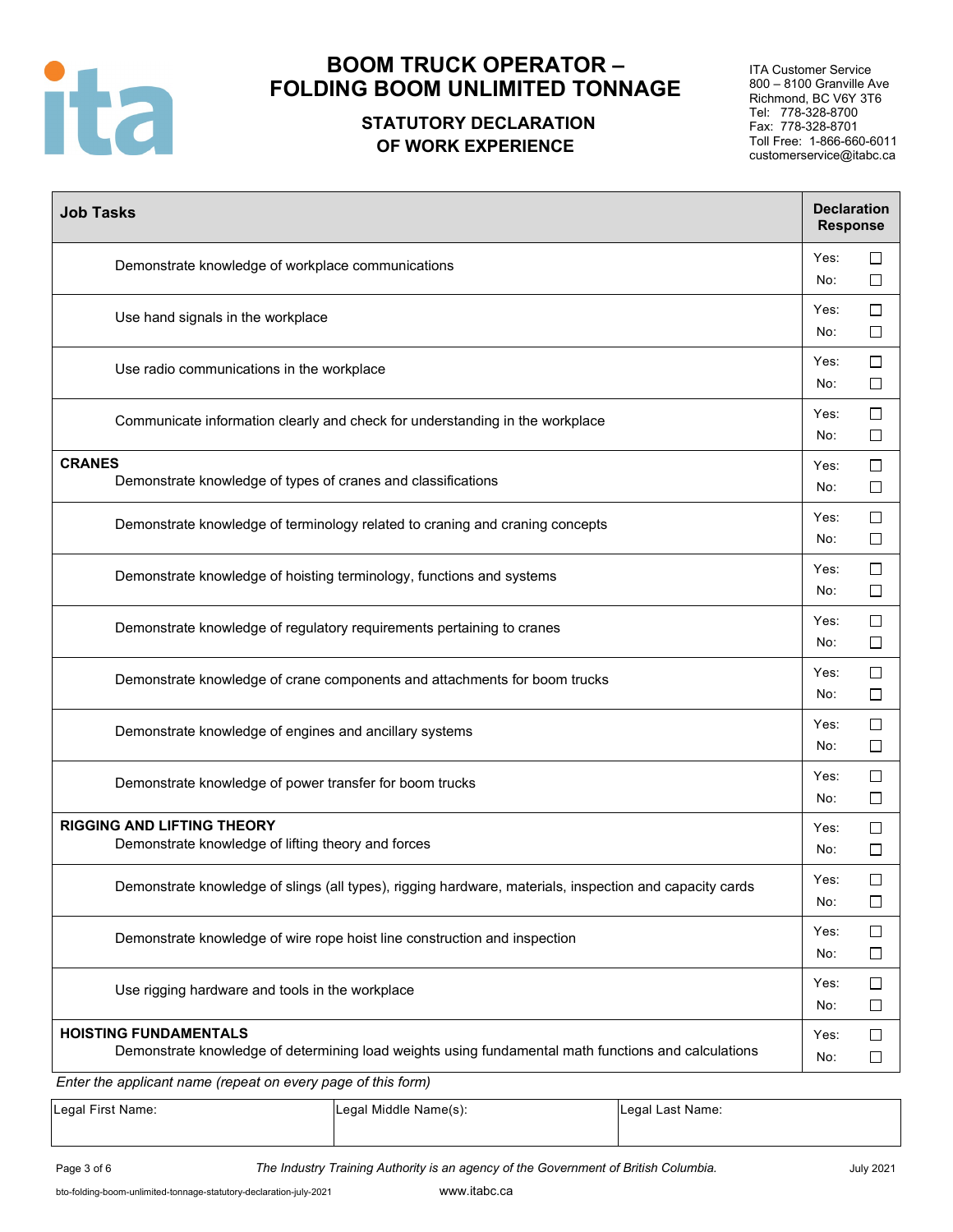# BOOM TRUCK OPERATOR – FOLDING BOOM UNLIMITED TONNAGE

## STATUTORY DECLARATION OF WORK EXPERIENCE

ITA Customer Service
800 – 8100 Granville Ave
Richmond, BC V6Y 3T6
Tel: 778-328-8700
Fax: 778-328-8701
Toll Free: 1-866-660-6011
customerservice@itabc.ca

| Job Tasks | Declaration Response |
|---|---|
| Demonstrate knowledge of workplace communications | Yes: ☐ No: ☐ |
| Use hand signals in the workplace | Yes: ☐ No: ☐ |
| Use radio communications in the workplace | Yes: ☐ No: ☐ |
| Communicate information clearly and check for understanding in the workplace | Yes: ☐ No: ☐ |
| **CRANES**<br>Demonstrate knowledge of types of cranes and classifications | Yes: ☐ No: ☐ |
| Demonstrate knowledge of terminology related to craning and craning concepts | Yes: ☐ No: ☐ |
| Demonstrate knowledge of hoisting terminology, functions and systems | Yes: ☐ No: ☐ |
| Demonstrate knowledge of regulatory requirements pertaining to cranes | Yes: ☐ No: ☐ |
| Demonstrate knowledge of crane components and attachments for boom trucks | Yes: ☐ No: ☐ |
| Demonstrate knowledge of engines and ancillary systems | Yes: ☐ No: ☐ |
| Demonstrate knowledge of power transfer for boom trucks | Yes: ☐ No: ☐ |
| **RIGGING AND LIFTING THEORY**<br>Demonstrate knowledge of lifting theory and forces | Yes: ☐ No: ☐ |
| Demonstrate knowledge of slings (all types), rigging hardware, materials, inspection and capacity cards | Yes: ☐ No: ☐ |
| Demonstrate knowledge of wire rope hoist line construction and inspection | Yes: ☐ No: ☐ |
| Use rigging hardware and tools in the workplace | Yes: ☐ No: ☐ |
| **HOISTING FUNDAMENTALS**<br>Demonstrate knowledge of determining load weights using fundamental math functions and calculations | Yes: ☐ No: ☐ |

*Enter the applicant name (repeat on every page of this form)*

| Legal First Name: | Legal Middle Name(s): | Legal Last Name: |
|---|---|---|
| | | |

*The Industry Training Authority is an agency of the Government of British Columbia.*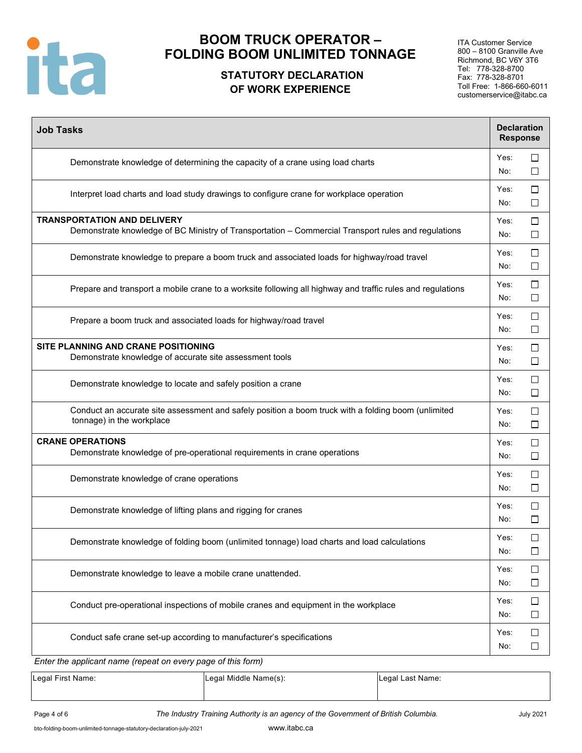# BOOM TRUCK OPERATOR – FOLDING BOOM UNLIMITED TONNAGE

## STATUTORY DECLARATION OF WORK EXPERIENCE

ITA Customer Service
800 – 8100 Granville Ave
Richmond, BC V6Y 3T6
Tel: 778-328-8700
Fax: 778-328-8701
Toll Free: 1-866-660-6011
customerservice@itabc.ca

| Job Tasks | Declaration Response |
|---|---|
| Demonstrate knowledge of determining the capacity of a crane using load charts | Yes: ☐ No: ☐ |
| Interpret load charts and load study drawings to configure crane for workplace operation | Yes: ☐ No: ☐ |
| **TRANSPORTATION AND DELIVERY** Demonstrate knowledge of BC Ministry of Transportation – Commercial Transport rules and regulations | Yes: ☐ No: ☐ |
| Demonstrate knowledge to prepare a boom truck and associated loads for highway/road travel | Yes: ☐ No: ☐ |
| Prepare and transport a mobile crane to a worksite following all highway and traffic rules and regulations | Yes: ☐ No: ☐ |
| Prepare a boom truck and associated loads for highway/road travel | Yes: ☐ No: ☐ |
| **SITE PLANNING AND CRANE POSITIONING** Demonstrate knowledge of accurate site assessment tools | Yes: ☐ No: ☐ |
| Demonstrate knowledge to locate and safely position a crane | Yes: ☐ No: ☐ |
| Conduct an accurate site assessment and safely position a boom truck with a folding boom (unlimited tonnage) in the workplace | Yes: ☐ No: ☐ |
| **CRANE OPERATIONS** Demonstrate knowledge of pre-operational requirements in crane operations | Yes: ☐ No: ☐ |
| Demonstrate knowledge of crane operations | Yes: ☐ No: ☐ |
| Demonstrate knowledge of lifting plans and rigging for cranes | Yes: ☐ No: ☐ |
| Demonstrate knowledge of folding boom (unlimited tonnage) load charts and load calculations | Yes: ☐ No: ☐ |
| Demonstrate knowledge to leave a mobile crane unattended. | Yes: ☐ No: ☐ |
| Conduct pre-operational inspections of mobile cranes and equipment in the workplace | Yes: ☐ No: ☐ |
| Conduct safe crane set-up according to manufacturer's specifications | Yes: ☐ No: ☐ |

*Enter the applicant name (repeat on every page of this form)*

| Legal First Name: | Legal Middle Name(s): | Legal Last Name: |
|---|---|---|
| | | |

*The Industry Training Authority is an agency of the Government of British Columbia.*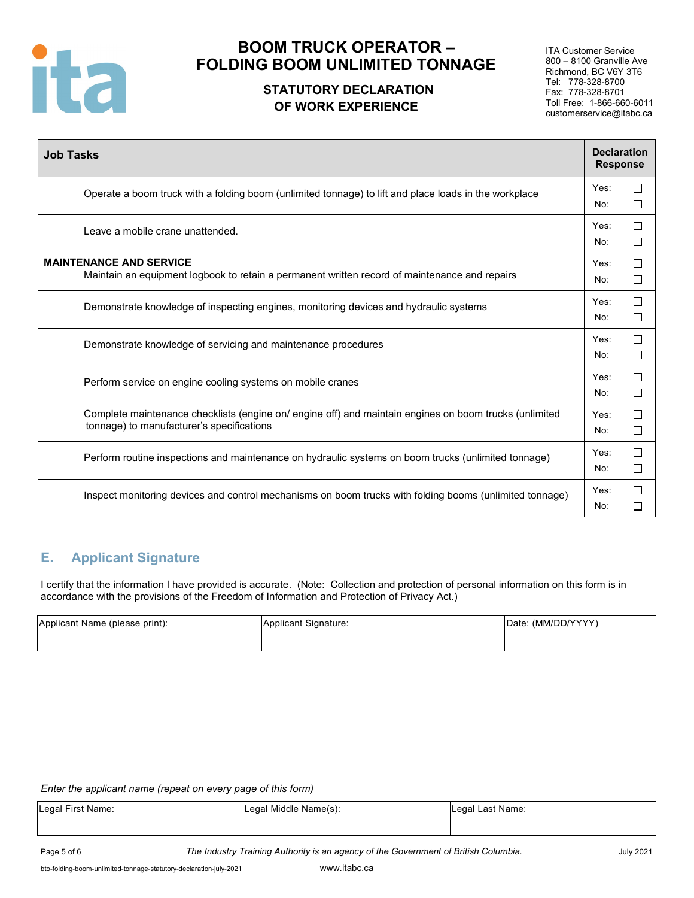# BOOM TRUCK OPERATOR – FOLDING BOOM UNLIMITED TONNAGE

## STATUTORY DECLARATION OF WORK EXPERIENCE

ITA Customer Service
800 – 8100 Granville Ave
Richmond, BC V6Y 3T6
Tel: 778-328-8700
Fax: 778-328-8701
Toll Free: 1-866-660-6011
customerservice@itabc.ca

| Job Tasks | Declaration Response |
|---|---|
| Operate a boom truck with a folding boom (unlimited tonnage) to lift and place loads in the workplace | Yes: ☐ No: ☐ |
| Leave a mobile crane unattended. | Yes: ☐ No: ☐ |
| **MAINTENANCE AND SERVICE** Maintain an equipment logbook to retain a permanent written record of maintenance and repairs | Yes: ☐ No: ☐ |
| Demonstrate knowledge of inspecting engines, monitoring devices and hydraulic systems | Yes: ☐ No: ☐ |
| Demonstrate knowledge of servicing and maintenance procedures | Yes: ☐ No: ☐ |
| Perform service on engine cooling systems on mobile cranes | Yes: ☐ No: ☐ |
| Complete maintenance checklists (engine on/ engine off) and maintain engines on boom trucks (unlimited tonnage) to manufacturer's specifications | Yes: ☐ No: ☐ |
| Perform routine inspections and maintenance on hydraulic systems on boom trucks (unlimited tonnage) | Yes: ☐ No: ☐ |
| Inspect monitoring devices and control mechanisms on boom trucks with folding booms (unlimited tonnage) | Yes: ☐ No: ☐ |

## E. Applicant Signature

I certify that the information I have provided is accurate. (Note: Collection and protection of personal information on this form is in accordance with the provisions of the Freedom of Information and Protection of Privacy Act.)

| Applicant Name (please print): | Applicant Signature: | Date: (MM/DD/YYYY) |
|---|---|---|
| | | |

*Enter the applicant name (repeat on every page of this form)*

| Legal First Name: | Legal Middle Name(s): | Legal Last Name: |
|---|---|---|
| | | |

*The Industry Training Authority is an agency of the Government of British Columbia.*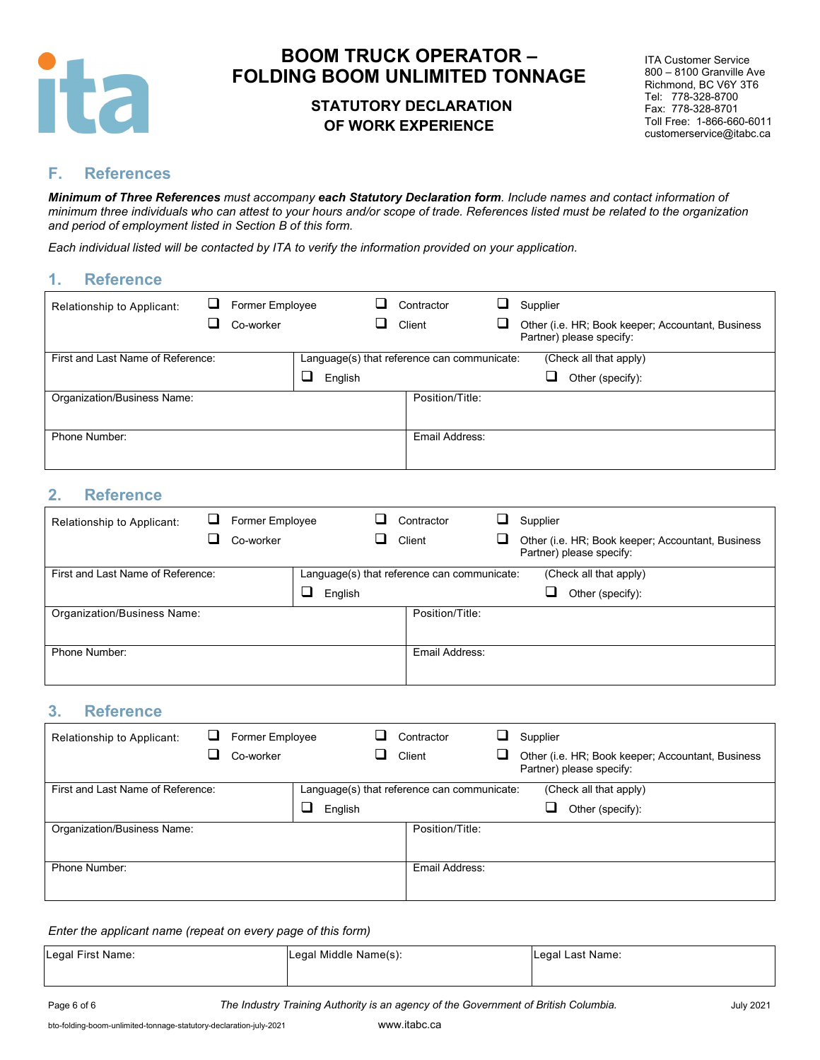# BOOM TRUCK OPERATOR – FOLDING BOOM UNLIMITED TONNAGE

## STATUTORY DECLARATION OF WORK EXPERIENCE

ITA Customer Service
800 – 8100 Granville Ave
Richmond, BC V6Y 3T6
Tel: 778-328-8700
Fax: 778-328-8701
Toll Free: 1-866-660-6011
customerservice@itabc.ca

## F. References

***Minimum of Three References** must accompany **each Statutory Declaration form**. Include names and contact information of minimum three individuals who can attest to your hours and/or scope of trade. References listed must be related to the organization and period of employment listed in Section B of this form.*

*Each individual listed will be contacted by ITA to verify the information provided on your application.*

### 1. Reference

| | | |
|---|---|---|
| Relationship to Applicant: ☐ Former Employee ☐ Co-worker ☐ Contractor ☐ Client ☐ Supplier ☐ Other (i.e. HR; Book keeper; Accountant, Business Partner) please specify: | | |
| First and Last Name of Reference: | Language(s) that reference can communicate: (Check all that apply) ☐ English ☐ Other (specify): | |
| Organization/Business Name: | | Position/Title: |
| Phone Number: | | Email Address: |

### 2. Reference

| | | |
|---|---|---|
| Relationship to Applicant: ☐ Former Employee ☐ Co-worker ☐ Contractor ☐ Client ☐ Supplier ☐ Other (i.e. HR; Book keeper; Accountant, Business Partner) please specify: | | |
| First and Last Name of Reference: | Language(s) that reference can communicate: (Check all that apply) ☐ English ☐ Other (specify): | |
| Organization/Business Name: | | Position/Title: |
| Phone Number: | | Email Address: |

### 3. Reference

| | | |
|---|---|---|
| Relationship to Applicant: ☐ Former Employee ☐ Co-worker ☐ Contractor ☐ Client ☐ Supplier ☐ Other (i.e. HR; Book keeper; Accountant, Business Partner) please specify: | | |
| First and Last Name of Reference: | Language(s) that reference can communicate: (Check all that apply) ☐ English ☐ Other (specify): | |
| Organization/Business Name: | | Position/Title: |
| Phone Number: | | Email Address: |

*Enter the applicant name (repeat on every page of this form)*

| Legal First Name: | Legal Middle Name(s): | Legal Last Name: |
|---|---|---|
| | | |

*The Industry Training Authority is an agency of the Government of British Columbia.*

July 2021

bto-folding-boom-unlimited-tonnage-statutory-declaration-july-2021

www.itabc.ca